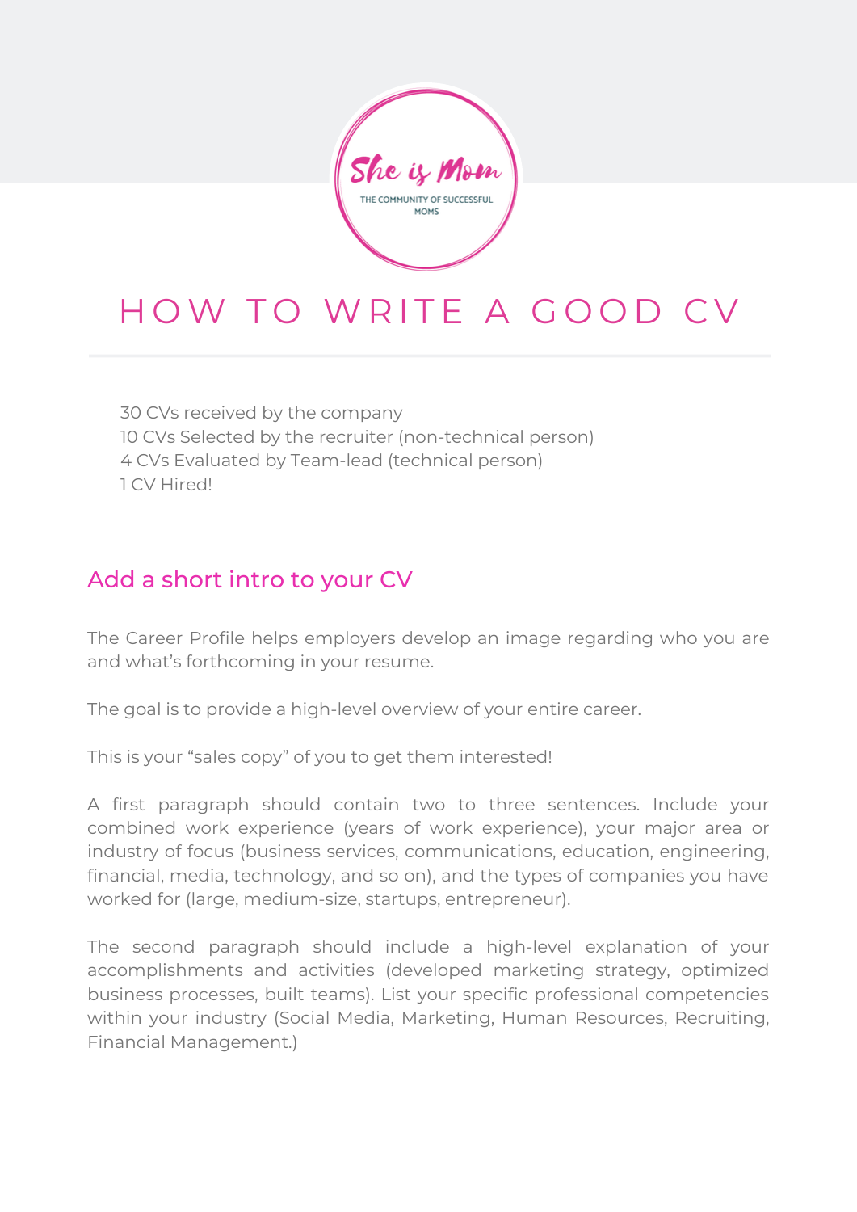She is Mom

THE COMMUNITY OF SUCCESSFUL MOMS

# HOW TO WRITE A GOOD CV

30 CVs received by the company
10 CVs Selected by the recruiter (non-technical person)
4 CVs Evaluated by Team-lead (technical person)
1 CV Hired!

## Add a short intro to your CV

The Career Profile helps employers develop an image regarding who you are and what's forthcoming in your resume.

The goal is to provide a high-level overview of your entire career.

This is your "sales copy" of you to get them interested!

A first paragraph should contain two to three sentences. Include your combined work experience (years of work experience), your major area or industry of focus (business services, communications, education, engineering, financial, media, technology, and so on), and the types of companies you have worked for (large, medium-size, startups, entrepreneur).

The second paragraph should include a high-level explanation of your accomplishments and activities (developed marketing strategy, optimized business processes, built teams). List your specific professional competencies within your industry (Social Media, Marketing, Human Resources, Recruiting, Financial Management.)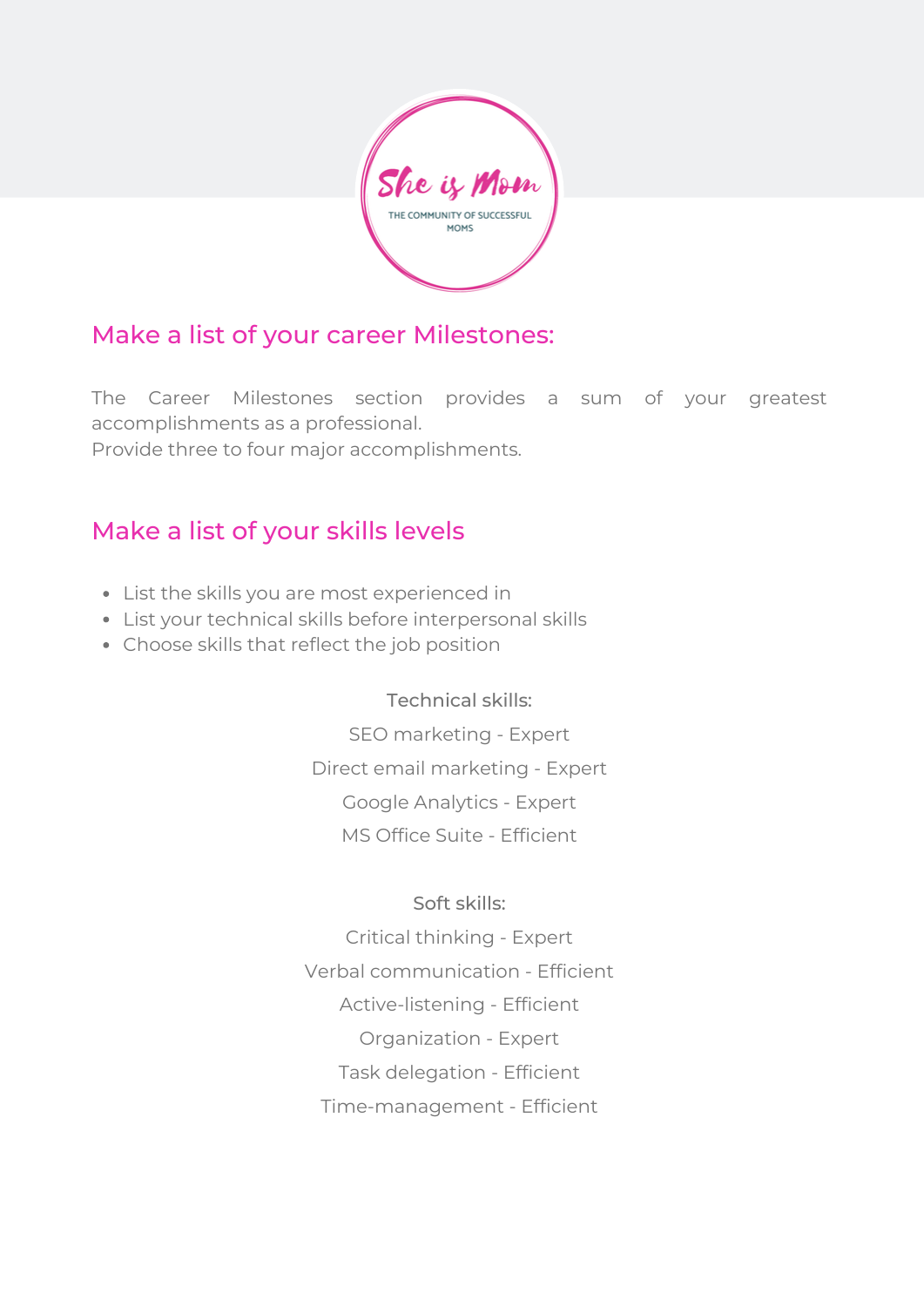She is Mom

THE COMMUNITY OF SUCCESSFUL MOMS

## Make a list of your career Milestones:

The Career Milestones section provides a sum of your greatest accomplishments as a professional.
Provide three to four major accomplishments.

## Make a list of your skills levels

- List the skills you are most experienced in
- List your technical skills before interpersonal skills
- Choose skills that reflect the job position

Technical skills:

SEO marketing - Expert

Direct email marketing - Expert

Google Analytics - Expert

MS Office Suite - Efficient

Soft skills:

Critical thinking - Expert

Verbal communication - Efficient

Active-listening - Efficient

Organization - Expert

Task delegation - Efficient

Time-management - Efficient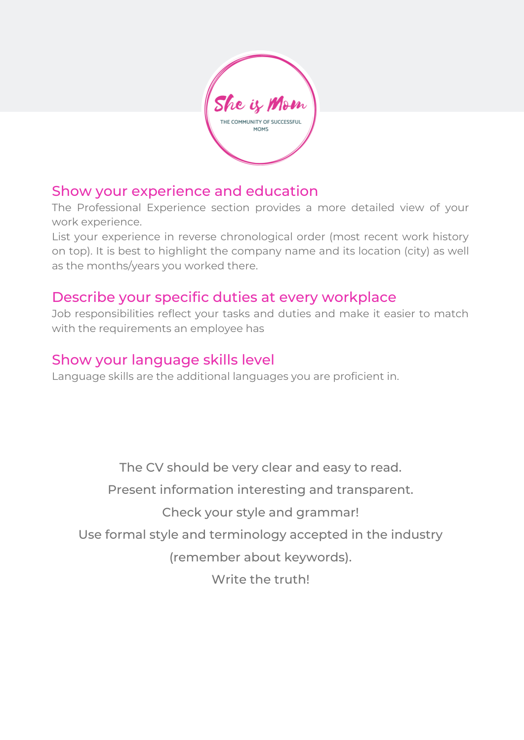She is Mom

THE COMMUNITY OF SUCCESSFUL MOMS

## Show your experience and education

The Professional Experience section provides a more detailed view of your work experience.
List your experience in reverse chronological order (most recent work history on top). It is best to highlight the company name and its location (city) as well as the months/years you worked there.

## Describe your specific duties at every workplace

Job responsibilities reflect your tasks and duties and make it easier to match with the requirements an employee has

## Show your language skills level

Language skills are the additional languages you are proficient in.

The CV should be very clear and easy to read.

Present information interesting and transparent.

Check your style and grammar!

Use formal style and terminology accepted in the industry

(remember about keywords).

Write the truth!